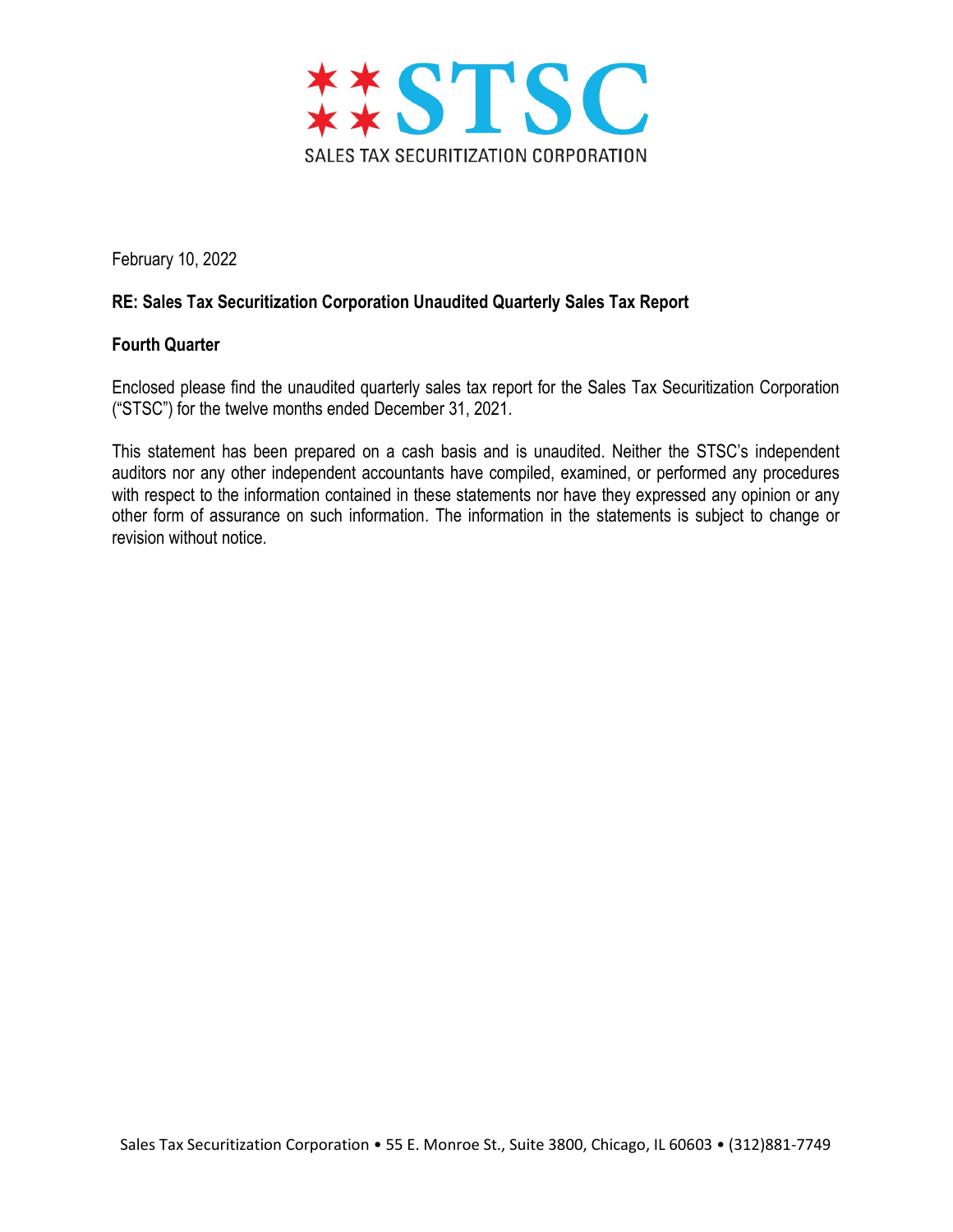# STSC

SALES TAX SECURITIZATION CORPORATION

February 10, 2022

**RE: Sales Tax Securitization Corporation Unaudited Quarterly Sales Tax Report**

**Fourth Quarter**

Enclosed please find the unaudited quarterly sales tax report for the Sales Tax Securitization Corporation ("STSC") for the twelve months ended December 31, 2021.

This statement has been prepared on a cash basis and is unaudited. Neither the STSC's independent auditors nor any other independent accountants have compiled, examined, or performed any procedures with respect to the information contained in these statements nor have they expressed any opinion or any other form of assurance on such information. The information in the statements is subject to change or revision without notice.

Sales Tax Securitization Corporation • 55 E. Monroe St., Suite 3800, Chicago, IL 60603 • (312)881-7749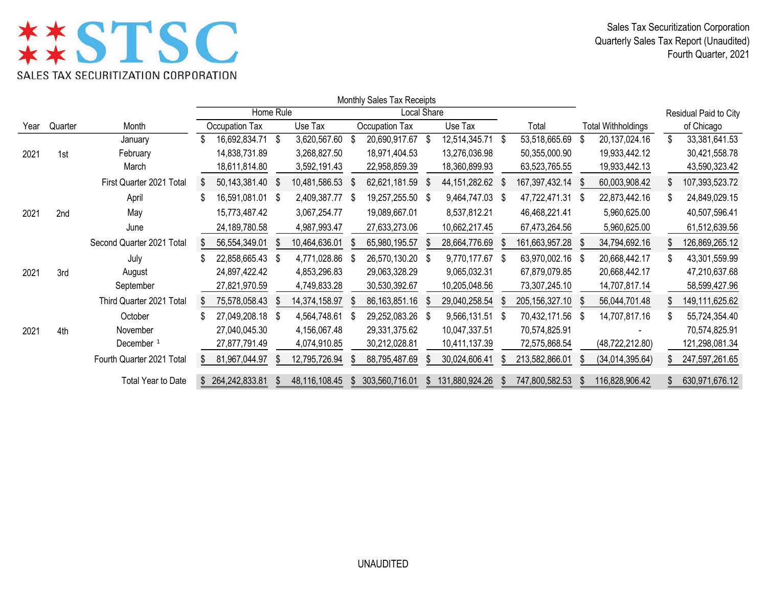# STSC

SALES TAX SECURITIZATION CORPORATION

Sales Tax Securitization Corporation
Quarterly Sales Tax Report (Unaudited)
Fourth Quarter, 2021

| | | | Monthly Sales Tax Receipts | | | | | | |
|---|---|---|---|---|---|---|---|---|---|
| | | | Home Rule | | Local Share | | | | |
| Year | Quarter | Month | Occupation Tax | Use Tax | Occupation Tax | Use Tax | Total | Total Withholdings | Residual Paid to City of Chicago |
| | | January | $ 16,692,834.71 | $ 3,620,567.60 | $ 20,690,917.67 | $ 12,514,345.71 | $ 53,518,665.69 | $ 20,137,024.16 | $ 33,381,641.53 |
| 2021 | 1st | February | 14,838,731.89 | 3,268,827.50 | 18,971,404.53 | 13,276,036.98 | 50,355,000.90 | 19,933,442.12 | 30,421,558.78 |
| | | March | 18,611,814.80 | 3,592,191.43 | 22,958,859.39 | 18,360,899.93 | 63,523,765.55 | 19,933,442.13 | 43,590,323.42 |
| | | First Quarter 2021 Total | $ 50,143,381.40 | $ 10,481,586.53 | $ 62,621,181.59 | $ 44,151,282.62 | $ 167,397,432.14 | $ 60,003,908.42 | $ 107,393,523.72 |
| | | April | $ 16,591,081.01 | $ 2,409,387.77 | $ 19,257,255.50 | $ 9,464,747.03 | $ 47,722,471.31 | $ 22,873,442.16 | $ 24,849,029.15 |
| 2021 | 2nd | May | 15,773,487.42 | 3,067,254.77 | 19,089,667.01 | 8,537,812.21 | 46,468,221.41 | 5,960,625.00 | 40,507,596.41 |
| | | June | 24,189,780.58 | 4,987,993.47 | 27,633,273.06 | 10,662,217.45 | 67,473,264.56 | 5,960,625.00 | 61,512,639.56 |
| | | Second Quarter 2021 Total | $ 56,554,349.01 | $ 10,464,636.01 | $ 65,980,195.57 | $ 28,664,776.69 | $ 161,663,957.28 | $ 34,794,692.16 | $ 126,869,265.12 |
| | | July | $ 22,858,665.43 | $ 4,771,028.86 | $ 26,570,130.20 | $ 9,770,177.67 | $ 63,970,002.16 | $ 20,668,442.17 | $ 43,301,559.99 |
| 2021 | 3rd | August | 24,897,422.42 | 4,853,296.83 | 29,063,328.29 | 9,065,032.31 | 67,879,079.85 | 20,668,442.17 | 47,210,637.68 |
| | | September | 27,821,970.59 | 4,749,833.28 | 30,530,392.67 | 10,205,048.56 | 73,307,245.10 | 14,707,817.14 | 58,599,427.96 |
| | | Third Quarter 2021 Total | $ 75,578,058.43 | $ 14,374,158.97 | $ 86,163,851.16 | $ 29,040,258.54 | $ 205,156,327.10 | $ 56,044,701.48 | $ 149,111,625.62 |
| | | October | $ 27,049,208.18 | $ 4,564,748.61 | $ 29,252,083.26 | $ 9,566,131.51 | $ 70,432,171.56 | $ 14,707,817.16 | $ 55,724,354.40 |
| 2021 | 4th | November | 27,040,045.30 | 4,156,067.48 | 29,331,375.62 | 10,047,337.51 | 70,574,825.91 | - | 70,574,825.91 |
| | | December [1] | 27,877,791.49 | 4,074,910.85 | 30,212,028.81 | 10,411,137.39 | 72,575,868.54 | (48,722,212.80) | 121,298,081.34 |
| | | Fourth Quarter 2021 Total | $ 81,967,044.97 | $ 12,795,726.94 | $ 88,795,487.69 | $ 30,024,606.41 | $ 213,582,866.01 | $ (34,014,395.64) | $ 247,597,261.65 |
| | | Total Year to Date | $ 264,242,833.81 | $ 48,116,108.45 | $ 303,560,716.01 | $ 131,880,924.26 | $ 747,800,582.53 | $ 116,828,906.42 | $ 630,971,676.12 |

UNAUDITED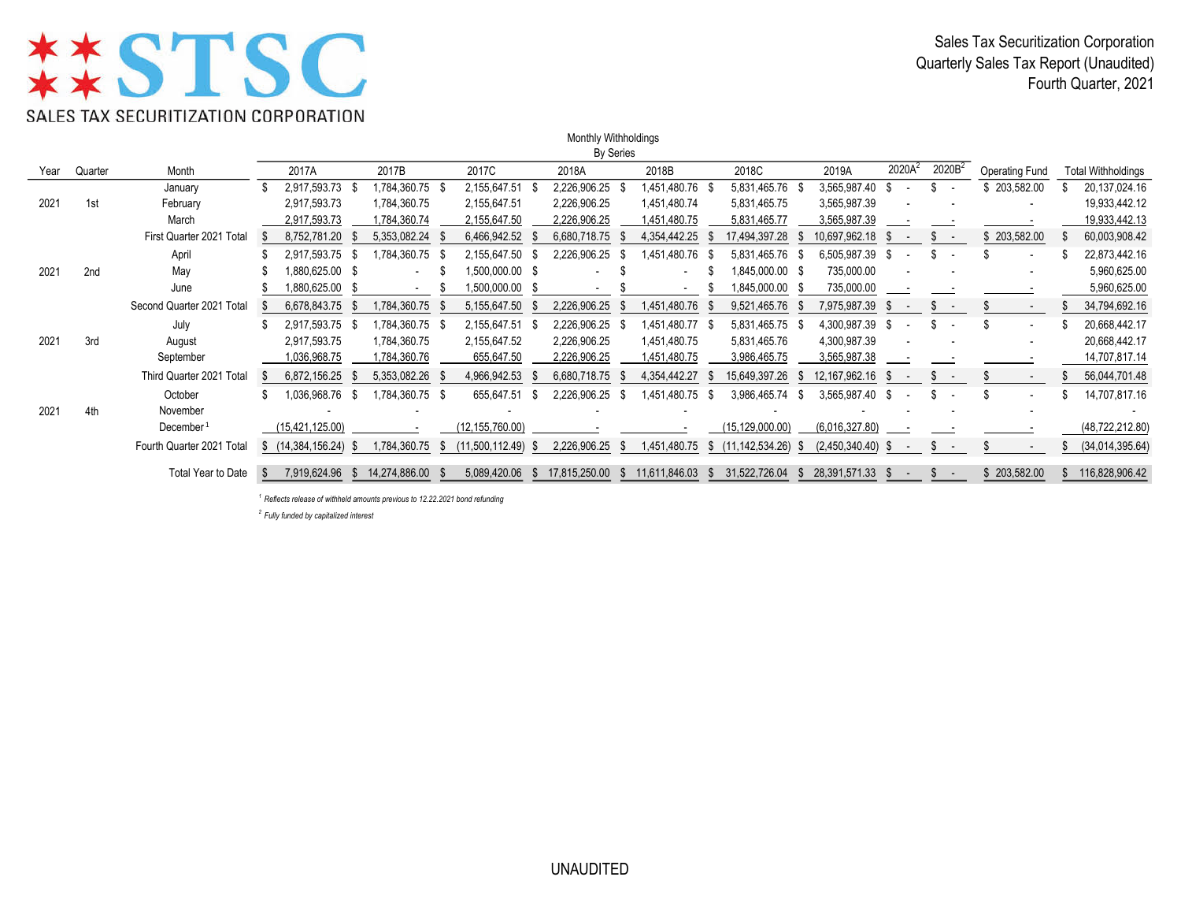**SALES TAX SECURITIZATION CORPORATION**

Sales Tax Securitization Corporation
Quarterly Sales Tax Report (Unaudited)
Fourth Quarter, 2021

| | | | Monthly Withholdings By Series | | | | | | | | | | |
|---|---|---|---|---|---|---|---|---|---|---|---|---|---|
| Year | Quarter | Month | 2017A | 2017B | 2017C | 2018A | 2018B | 2018C | 2019A | 2020A[2] | 2020B[2] | Operating Fund | Total Withholdings |
| | | January | $ 2,917,593.73 | $ 1,784,360.75 | $ 2,155,647.51 | $ 2,226,906.25 | $ 1,451,480.76 | $ 5,831,465.76 | $ 3,565,987.40 | $ - | $ - | $ 203,582.00 | $ 20,137,024.16 |
| 2021 | 1st | February | 2,917,593.73 | 1,784,360.75 | 2,155,647.51 | 2,226,906.25 | 1,451,480.74 | 5,831,465.75 | 3,565,987.39 | - | - | - | 19,933,442.12 |
| | | March | 2,917,593.73 | 1,784,360.74 | 2,155,647.50 | 2,226,906.25 | 1,451,480.75 | 5,831,465.77 | 3,565,987.39 | - | - | - | 19,933,442.13 |
| | | First Quarter 2021 Total | $ 8,752,781.20 | $ 5,353,082.24 | $ 6,466,942.52 | $ 6,680,718.75 | $ 4,354,442.25 | $ 17,494,397.28 | $ 10,697,962.18 | $ - | $ - | $ 203,582.00 | $ 60,003,908.42 |
| | | April | $ 2,917,593.75 | $ 1,784,360.75 | $ 2,155,647.50 | $ 2,226,906.25 | $ 1,451,480.76 | $ 5,831,465.76 | $ 6,505,987.39 | $ - | $ - | $ - | $ 22,873,442.16 |
| 2021 | 2nd | May | $ 1,880,625.00 | $ - | $ 1,500,000.00 | $ - | $ - | $ 1,845,000.00 | $ 735,000.00 | - | - | - | 5,960,625.00 |
| | | June | $ 1,880,625.00 | $ - | $ 1,500,000.00 | $ - | $ - | $ 1,845,000.00 | $ 735,000.00 | - | - | - | 5,960,625.00 |
| | | Second Quarter 2021 Total | $ 6,678,843.75 | $ 1,784,360.75 | $ 5,155,647.50 | $ 2,226,906.25 | $ 1,451,480.76 | $ 9,521,465.76 | $ 7,975,987.39 | $ - | $ - | $ - | $ 34,794,692.16 |
| | | July | $ 2,917,593.75 | $ 1,784,360.75 | $ 2,155,647.51 | $ 2,226,906.25 | $ 1,451,480.77 | $ 5,831,465.75 | $ 4,300,987.39 | $ - | $ - | $ - | $ 20,668,442.17 |
| 2021 | 3rd | August | 2,917,593.75 | 1,784,360.75 | 2,155,647.52 | 2,226,906.25 | 1,451,480.75 | 5,831,465.76 | 4,300,987.39 | - | - | - | 20,668,442.17 |
| | | September | 1,036,968.75 | 1,784,360.76 | 655,647.50 | 2,226,906.25 | 1,451,480.75 | 3,986,465.75 | 3,565,987.38 | - | - | - | 14,707,817.14 |
| | | Third Quarter 2021 Total | $ 6,872,156.25 | $ 5,353,082.26 | $ 4,966,942.53 | $ 6,680,718.75 | $ 4,354,442.27 | $ 15,649,397.26 | $ 12,167,962.16 | $ - | $ - | $ - | $ 56,044,701.48 |
| | | October | $ 1,036,968.76 | $ 1,784,360.75 | $ 655,647.51 | $ 2,226,906.25 | $ 1,451,480.75 | $ 3,986,465.74 | $ 3,565,987.40 | $ - | $ - | $ - | $ 14,707,817.16 |
| 2021 | 4th | November | - | - | - | - | - | - | - | - | - | - | - |
| | | December[1] | (15,421,125.00) | - | (12,155,760.00) | - | - | (15,129,000.00) | (6,016,327.80) | - | - | - | (48,722,212.80) |
| | | Fourth Quarter 2021 Total | $ (14,384,156.24) | $ 1,784,360.75 | $ (11,500,112.49) | $ 2,226,906.25 | $ 1,451,480.75 | $ (11,142,534.26) | $ (2,450,340.40) | $ - | $ - | $ - | $ (34,014,395.64) |
| | | Total Year to Date | $ 7,919,624.96 | $ 14,274,886.00 | $ 5,089,420.06 | $ 17,815,250.00 | $ 11,611,846.03 | $ 31,522,726.04 | $ 28,391,571.33 | $ - | $ - | $ 203,582.00 | $ 116,828,906.42 |

[1] *Reflects release of withheld amounts previous to 12.22.2021 bond refunding*

[2] *Fully funded by capitalized interest*

UNAUDITED